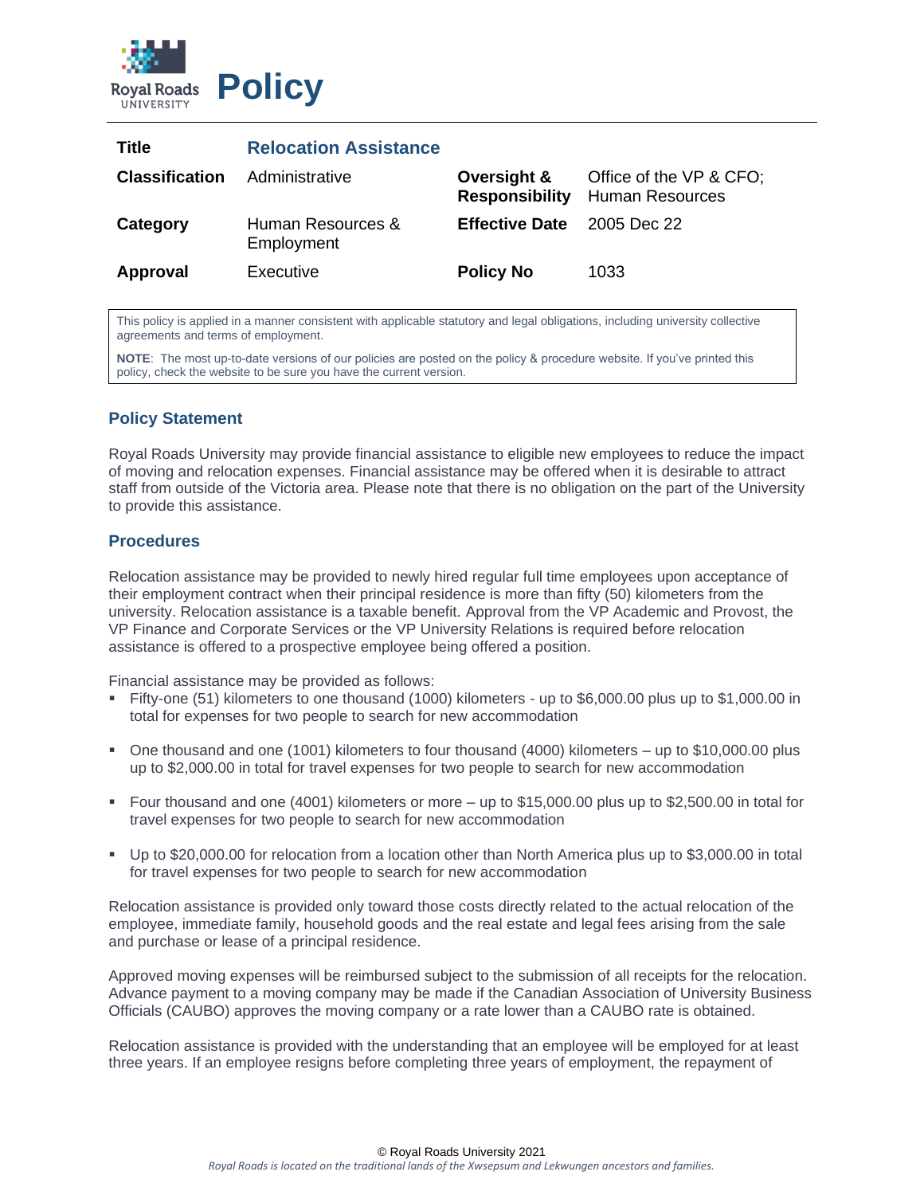# Policy

| | | | |
|---|---|---|---|
| **Title** | **Relocation Assistance** | | |
| **Classification** | Administrative | **Oversight & Responsibility** | Office of the VP & CFO; Human Resources |
| **Category** | Human Resources & Employment | **Effective Date** | 2005 Dec 22 |
| **Approval** | Executive | **Policy No** | 1033 |

This policy is applied in a manner consistent with applicable statutory and legal obligations, including university collective agreements and terms of employment.

**NOTE**: The most up-to-date versions of our policies are posted on the policy & procedure website. If you've printed this policy, check the website to be sure you have the current version.

## Policy Statement

Royal Roads University may provide financial assistance to eligible new employees to reduce the impact of moving and relocation expenses. Financial assistance may be offered when it is desirable to attract staff from outside of the Victoria area. Please note that there is no obligation on the part of the University to provide this assistance.

## Procedures

Relocation assistance may be provided to newly hired regular full time employees upon acceptance of their employment contract when their principal residence is more than fifty (50) kilometers from the university. Relocation assistance is a taxable benefit. Approval from the VP Academic and Provost, the VP Finance and Corporate Services or the VP University Relations is required before relocation assistance is offered to a prospective employee being offered a position.

Financial assistance may be provided as follows:

- Fifty-one (51) kilometers to one thousand (1000) kilometers - up to $6,000.00 plus up to $1,000.00 in total for expenses for two people to search for new accommodation
- One thousand and one (1001) kilometers to four thousand (4000) kilometers – up to $10,000.00 plus up to $2,000.00 in total for travel expenses for two people to search for new accommodation
- Four thousand and one (4001) kilometers or more – up to $15,000.00 plus up to $2,500.00 in total for travel expenses for two people to search for new accommodation
- Up to $20,000.00 for relocation from a location other than North America plus up to $3,000.00 in total for travel expenses for two people to search for new accommodation

Relocation assistance is provided only toward those costs directly related to the actual relocation of the employee, immediate family, household goods and the real estate and legal fees arising from the sale and purchase or lease of a principal residence.

Approved moving expenses will be reimbursed subject to the submission of all receipts for the relocation. Advance payment to a moving company may be made if the Canadian Association of University Business Officials (CAUBO) approves the moving company or a rate lower than a CAUBO rate is obtained.

Relocation assistance is provided with the understanding that an employee will be employed for at least three years. If an employee resigns before completing three years of employment, the repayment of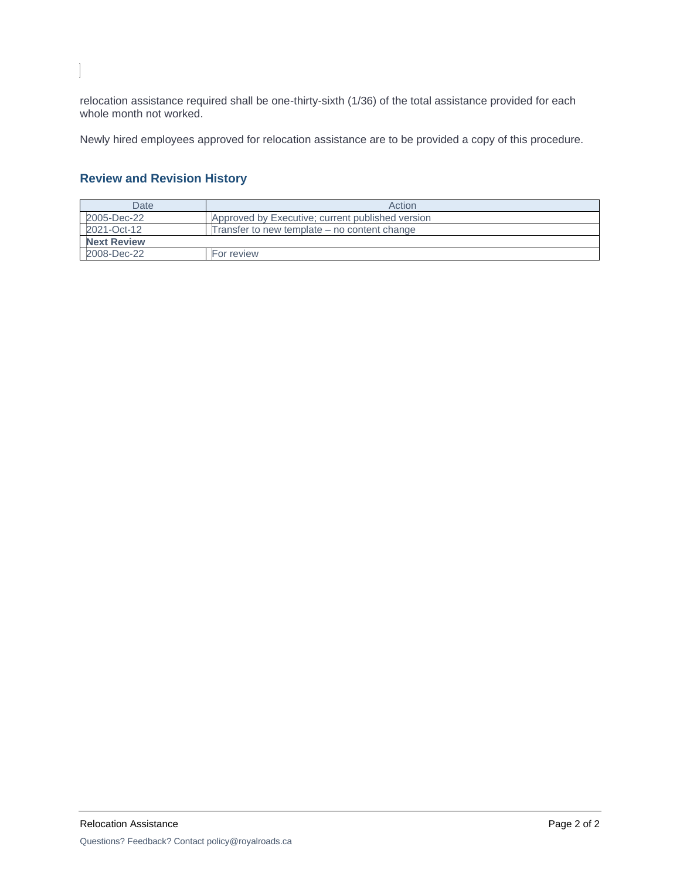relocation assistance required shall be one-thirty-sixth (1/36) of the total assistance provided for each whole month not worked.

Newly hired employees approved for relocation assistance are to be provided a copy of this procedure.

## Review and Revision History

| Date | Action |
| --- | --- |
| 2005-Dec-22 | Approved by Executive; current published version |
| 2021-Oct-12 | Transfer to new template – no content change |
| **Next Review** | |
| 2008-Dec-22 | For review |

Questions? Feedback? Contact policy@royalroads.ca